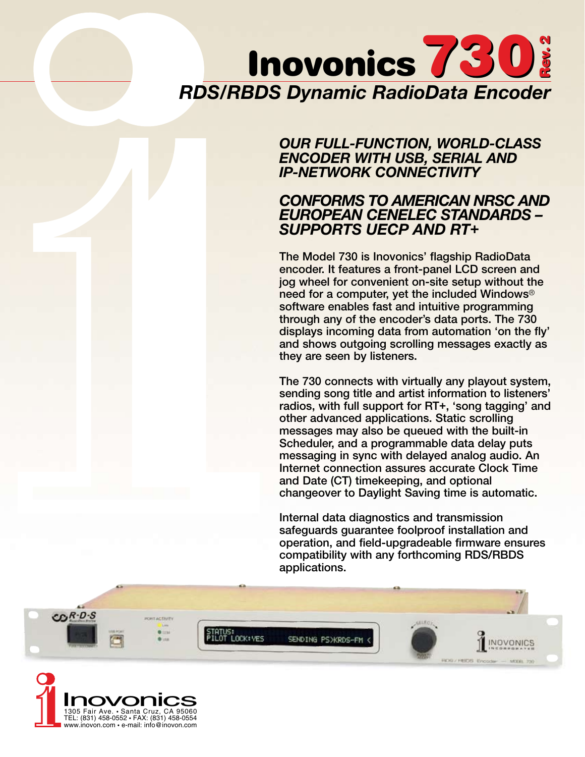# Inovonics 730 Rev. 2

## RDS/RBDS Dynamic RadioData Encoder

### *OUR FULL-FUNCTION, WORLD-CLASS ENCODER WITH USB, SERIAL AND IP-NETWORK CONNECTIVITY*

### *CONFORMS TO AMERICAN NRSC AND EUROPEAN CENELEC STANDARDS – SUPPORTS UECP AND RT+*

The Model 730 is Inovonics' flagship RadioData encoder. It features a front-panel LCD screen and jog wheel for convenient on-site setup without the need for a computer, yet the included Windows® software enables fast and intuitive programming through any of the encoder's data ports. The 730 displays incoming data from automation 'on the fly' and shows outgoing scrolling messages exactly as they are seen by listeners.

The 730 connects with virtually any playout system, sending song title and artist information to listeners' radios, with full support for RT+, 'song tagging' and other advanced applications. Static scrolling messages may also be queued with the built-in Scheduler, and a programmable data delay puts messaging in sync with delayed analog audio. An Internet connection assures accurate Clock Time and Date (CT) timekeeping, and optional changeover to Daylight Saving time is automatic.

Internal data diagnostics and transmission safeguards guarantee foolproof installation and operation, and field-upgradeable firmware ensures compatibility with any forthcoming RDS/RBDS applications.

Inovonics
1305 Fair Ave. • Santa Cruz, CA 95060
TEL: (831) 458-0552 • FAX: (831) 458-0554
www.inovon.com • e-mail: info@inovon.com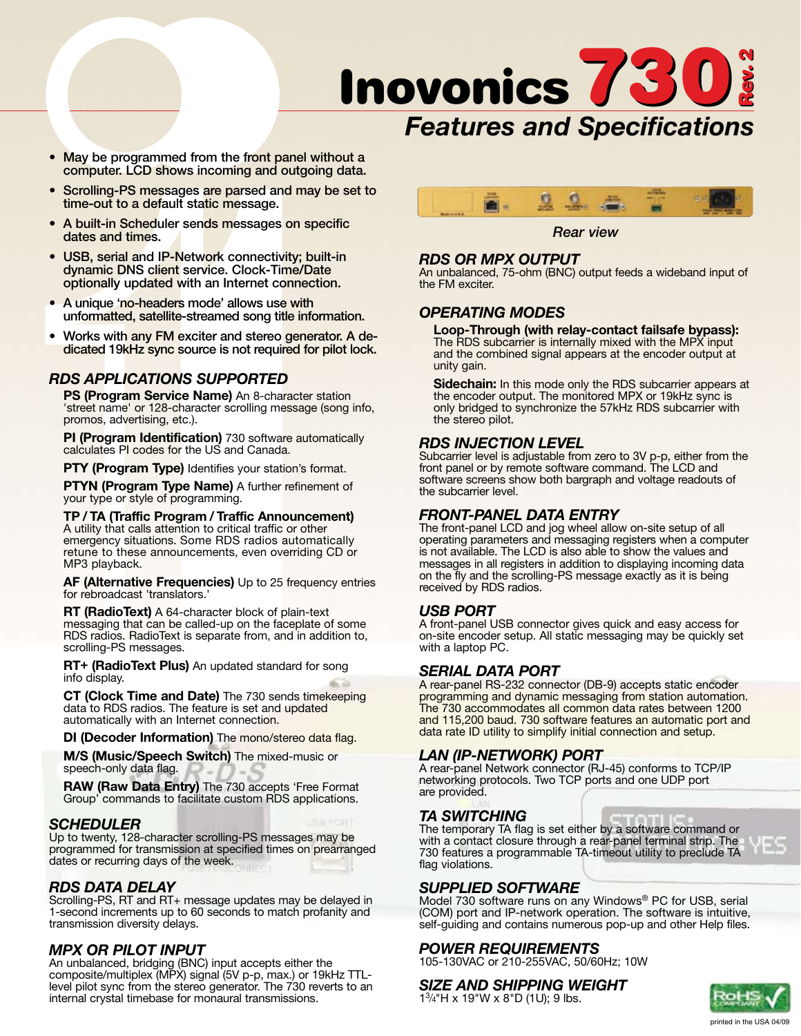# Inovonics 730 Rev. 2

## Features and Specifications

- May be programmed from the front panel without a computer. LCD shows incoming and outgoing data.
- Scrolling-PS messages are parsed and may be set to time-out to a default static message.
- A built-in Scheduler sends messages on specific dates and times.
- USB, serial and IP-Network connectivity; built-in dynamic DNS client service. Clock-Time/Date optionally updated with an Internet connection.
- A unique 'no-headers mode' allows use with unformatted, satellite-streamed song title information.
- Works with any FM exciter and stereo generator. A dedicated 19kHz sync source is not required for pilot lock.

### *RDS APPLICATIONS SUPPORTED*

**PS (Program Service Name)** An 8-character station 'street name' or 128-character scrolling message (song info, promos, advertising, etc.).

**PI (Program Identification)** 730 software automatically calculates PI codes for the US and Canada.

**PTY (Program Type)** Identifies your station's format.

**PTYN (Program Type Name)** A further refinement of your type or style of programming.

**TP / TA (Traffic Program / Traffic Announcement)** A utility that calls attention to critical traffic or other emergency situations. Some RDS radios automatically retune to these announcements, even overriding CD or MP3 playback.

**AF (Alternative Frequencies)** Up to 25 frequency entries for rebroadcast 'translators.'

**RT (RadioText)** A 64-character block of plain-text messaging that can be called-up on the faceplate of some RDS radios. RadioText is separate from, and in addition to, scrolling-PS messages.

**RT+ (RadioText Plus)** An updated standard for song info display.

**CT (Clock Time and Date)** The 730 sends timekeeping data to RDS radios. The feature is set and updated automatically with an Internet connection.

**DI (Decoder Information)** The mono/stereo data flag.

**M/S (Music/Speech Switch)** The mixed-music or speech-only data flag.

**RAW (Raw Data Entry)** The 730 accepts 'Free Format Group' commands to facilitate custom RDS applications.

### *SCHEDULER*

Up to twenty, 128-character scrolling-PS messages may be programmed for transmission at specified times on prearranged dates or recurring days of the week.

### *RDS DATA DELAY*

Scrolling-PS, RT and RT+ message updates may be delayed in 1-second increments up to 60 seconds to match profanity and transmission diversity delays.

### *MPX OR PILOT INPUT*

An unbalanced, bridging (BNC) input accepts either the composite/multiplex (MPX) signal (5V p-p, max.) or 19kHz TTL-level pilot sync from the stereo generator. The 730 reverts to an internal crystal timebase for monaural transmissions.

*Rear view*

### *RDS OR MPX OUTPUT*

An unbalanced, 75-ohm (BNC) output feeds a wideband input of the FM exciter.

### *OPERATING MODES*

**Loop-Through (with relay-contact failsafe bypass):** The RDS subcarrier is internally mixed with the MPX input and the combined signal appears at the encoder output at unity gain.

**Sidechain:** In this mode only the RDS subcarrier appears at the encoder output. The monitored MPX or 19kHz sync is only bridged to synchronize the 57kHz RDS subcarrier with the stereo pilot.

### *RDS INJECTION LEVEL*

Subcarrier level is adjustable from zero to 3V p-p, either from the front panel or by remote software command. The LCD and software screens show both bargraph and voltage readouts of the subcarrier level.

### *FRONT-PANEL DATA ENTRY*

The front-panel LCD and jog wheel allow on-site setup of all operating parameters and messaging registers when a computer is not available. The LCD is also able to show the values and messages in all registers in addition to displaying incoming data on the fly and the scrolling-PS message exactly as it is being received by RDS radios.

### *USB PORT*

A front-panel USB connector gives quick and easy access for on-site encoder setup. All static messaging may be quickly set with a laptop PC.

### *SERIAL DATA PORT*

A rear-panel RS-232 connector (DB-9) accepts static encoder programming and dynamic messaging from station automation. The 730 accommodates all common data rates between 1200 and 115,200 baud. 730 software features an automatic port and data rate ID utility to simplify initial connection and setup.

### *LAN (IP-NETWORK) PORT*

A rear-panel Network connector (RJ-45) conforms to TCP/IP networking protocols. Two TCP ports and one UDP port are provided.

### *TA SWITCHING*

The temporary TA flag is set either by a software command or with a contact closure through a rear-panel terminal strip. The 730 features a programmable TA-timeout utility to preclude TA flag violations.

### *SUPPLIED SOFTWARE*

Model 730 software runs on any Windows® PC for USB, serial (COM) port and IP-network operation. The software is intuitive, self-guiding and contains numerous pop-up and other Help files.

### *POWER REQUIREMENTS*

105-130VAC or 210-255VAC, 50/60Hz; 10W

### *SIZE AND SHIPPING WEIGHT*

1¾"H x 19"W x 8"D (1U); 9 lbs.

printed in the USA 04/09